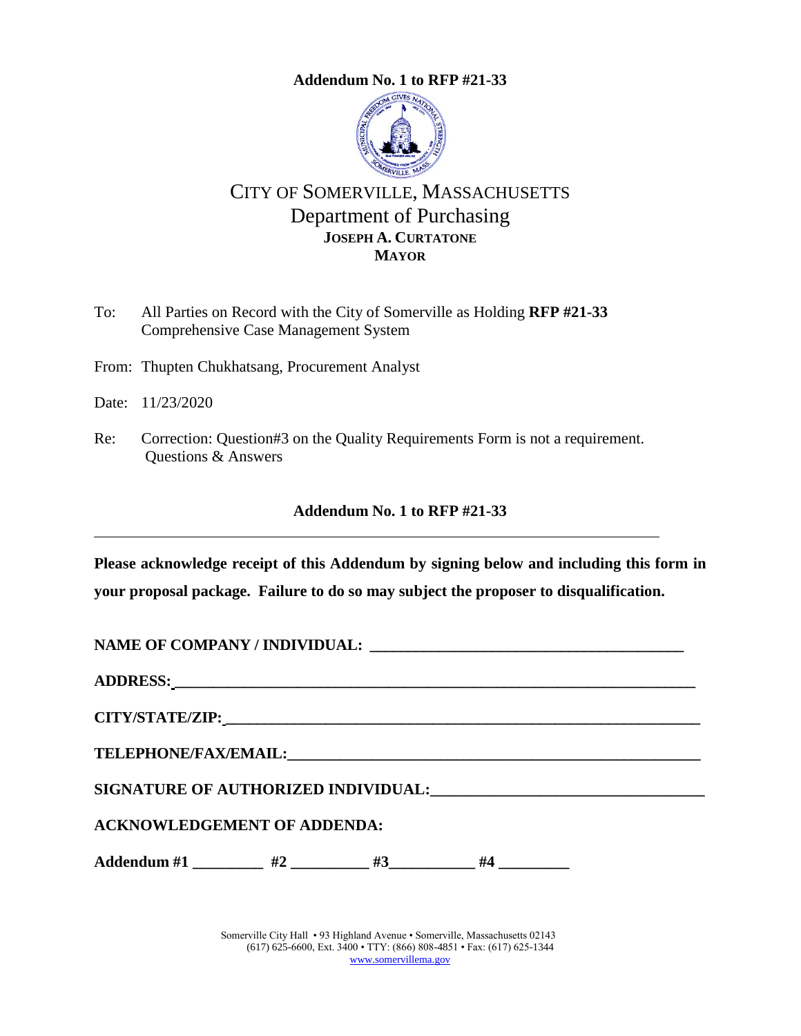**Addendum No. 1 to RFP #21-33**

# CITY OF SOMERVILLE, MASSACHUSETTS
## Department of Purchasing
**JOSEPH A. CURTATONE**
**MAYOR**

To: All Parties on Record with the City of Somerville as Holding **RFP #21-33** Comprehensive Case Management System

From: Thupten Chukhatsang, Procurement Analyst

Date: 11/23/2020

Re: Correction: Question#3 on the Quality Requirements Form is not a requirement.
Questions & Answers

**Addendum No. 1 to RFP #21-33**

---

**Please acknowledge receipt of this Addendum by signing below and including this form in your proposal package. Failure to do so may subject the proposer to disqualification.**

**NAME OF COMPANY / INDIVIDUAL: ________________________________________**

**ADDRESS:____________________________________________________________**

**CITY/STATE/ZIP:______________________________________________________**

**TELEPHONE/FAX/EMAIL:_______________________________________________**

**SIGNATURE OF AUTHORIZED INDIVIDUAL:__________________________________**

**ACKNOWLEDGEMENT OF ADDENDA:**

**Addendum #1 _________ #2 __________ #3___________ #4 _________**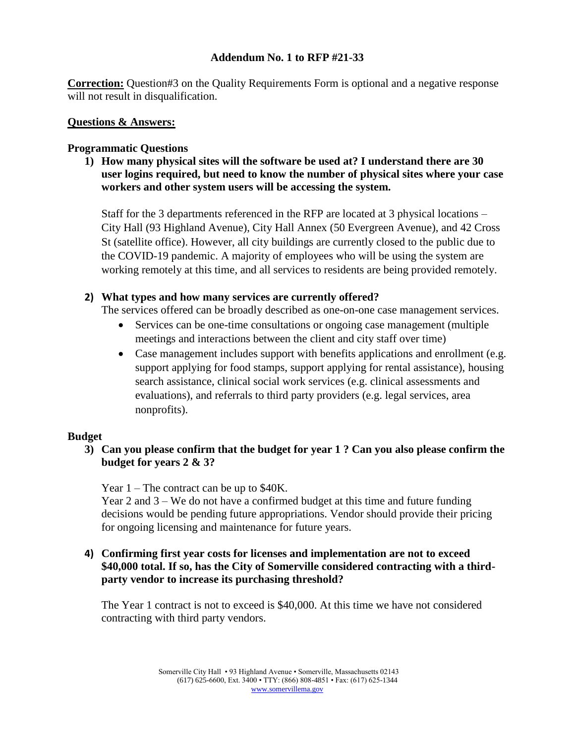## Addendum No. 1 to RFP #21-33

**Correction:** Question#3 on the Quality Requirements Form is optional and a negative response will not result in disqualification.

### Questions & Answers:

**Programmatic Questions**

1) **How many physical sites will the software be used at? I understand there are 30 user logins required, but need to know the number of physical sites where your case workers and other system users will be accessing the system.**

   Staff for the 3 departments referenced in the RFP are located at 3 physical locations – City Hall (93 Highland Avenue), City Hall Annex (50 Evergreen Avenue), and 42 Cross St (satellite office). However, all city buildings are currently closed to the public due to the COVID-19 pandemic. A majority of employees who will be using the system are working remotely at this time, and all services to residents are being provided remotely.

2) **What types and how many services are currently offered?**

   The services offered can be broadly described as one-on-one case management services.
   - Services can be one-time consultations or ongoing case management (multiple meetings and interactions between the client and city staff over time)
   - Case management includes support with benefits applications and enrollment (e.g. support applying for food stamps, support applying for rental assistance), housing search assistance, clinical social work services (e.g. clinical assessments and evaluations), and referrals to third party providers (e.g. legal services, area nonprofits).

**Budget**

3) **Can you please confirm that the budget for year 1 ? Can you also please confirm the budget for years 2 & 3?**

   Year 1 – The contract can be up to $40K.
   Year 2 and 3 – We do not have a confirmed budget at this time and future funding decisions would be pending future appropriations. Vendor should provide their pricing for ongoing licensing and maintenance for future years.

4) **Confirming first year costs for licenses and implementation are not to exceed $40,000 total. If so, has the City of Somerville considered contracting with a third-party vendor to increase its purchasing threshold?**

   The Year 1 contract is not to exceed is $40,000. At this time we have not considered contracting with third party vendors.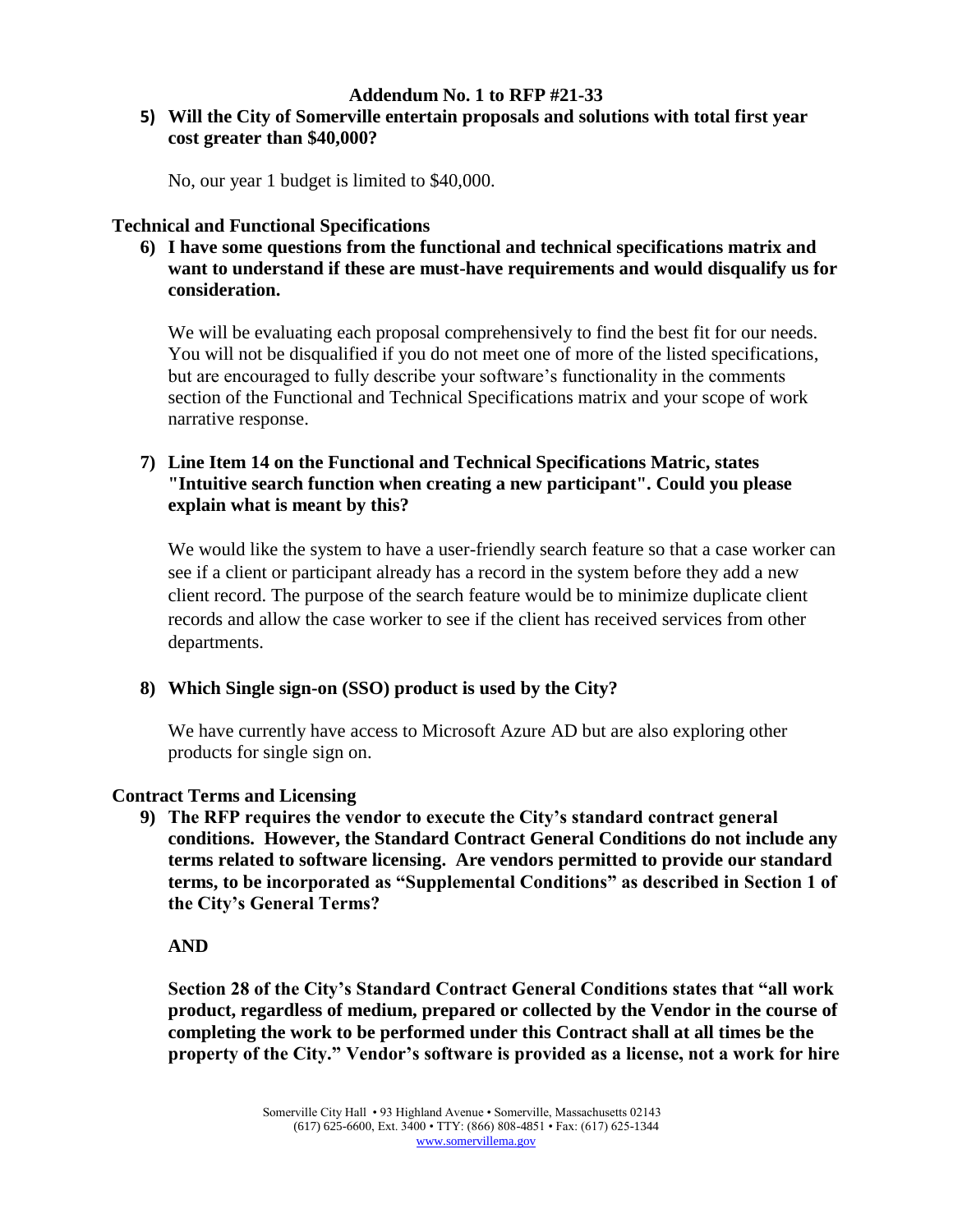## Addendum No. 1 to RFP #21-33

**5) Will the City of Somerville entertain proposals and solutions with total first year cost greater than $40,000?**

No, our year 1 budget is limited to $40,000.

### Technical and Functional Specifications

**6) I have some questions from the functional and technical specifications matrix and want to understand if these are must-have requirements and would disqualify us for consideration.**

We will be evaluating each proposal comprehensively to find the best fit for our needs. You will not be disqualified if you do not meet one of more of the listed specifications, but are encouraged to fully describe your software's functionality in the comments section of the Functional and Technical Specifications matrix and your scope of work narrative response.

**7) Line Item 14 on the Functional and Technical Specifications Matric, states "Intuitive search function when creating a new participant". Could you please explain what is meant by this?**

We would like the system to have a user-friendly search feature so that a case worker can see if a client or participant already has a record in the system before they add a new client record. The purpose of the search feature would be to minimize duplicate client records and allow the case worker to see if the client has received services from other departments.

**8) Which Single sign-on (SSO) product is used by the City?**

We have currently have access to Microsoft Azure AD but are also exploring other products for single sign on.

### Contract Terms and Licensing

**9) The RFP requires the vendor to execute the City's standard contract general conditions. However, the Standard Contract General Conditions do not include any terms related to software licensing. Are vendors permitted to provide our standard terms, to be incorporated as "Supplemental Conditions" as described in Section 1 of the City's General Terms?**

**AND**

**Section 28 of the City's Standard Contract General Conditions states that "all work product, regardless of medium, prepared or collected by the Vendor in the course of completing the work to be performed under this Contract shall at all times be the property of the City." Vendor's software is provided as a license, not a work for hire**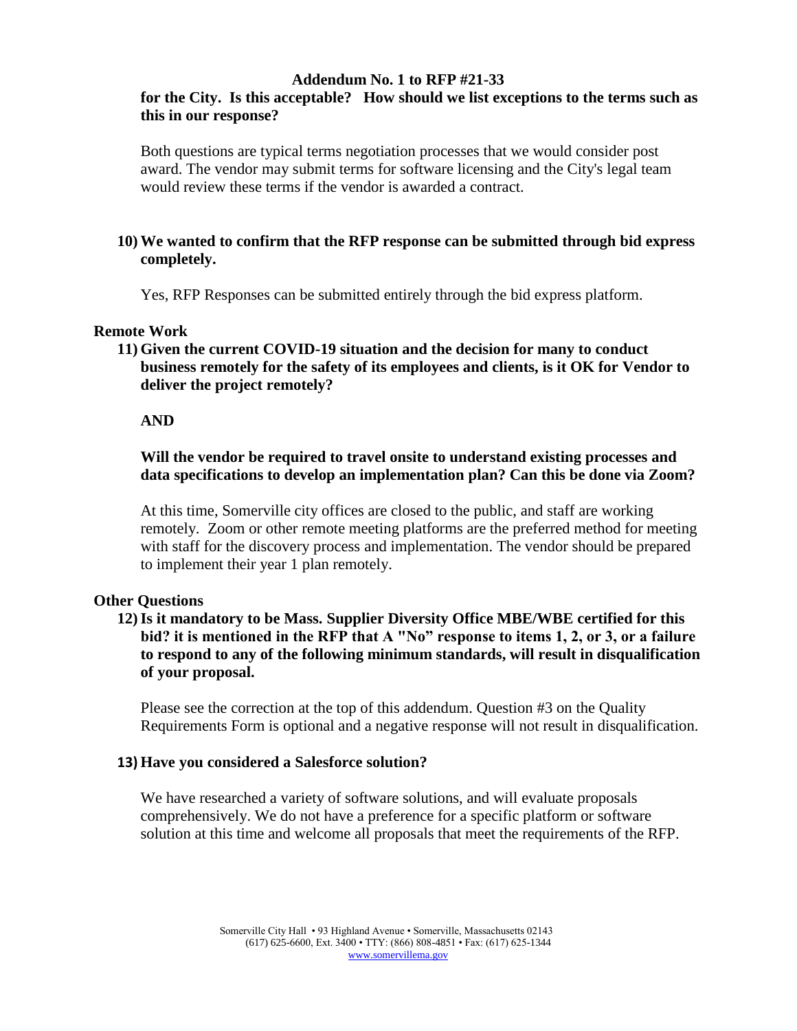**for the City. Is this acceptable? How should we list exceptions to the terms such as this in our response?**

Both questions are typical terms negotiation processes that we would consider post award. The vendor may submit terms for software licensing and the City's legal team would review these terms if the vendor is awarded a contract.

10) **We wanted to confirm that the RFP response can be submitted through bid express completely.**

Yes, RFP Responses can be submitted entirely through the bid express platform.

### Remote Work

11) **Given the current COVID-19 situation and the decision for many to conduct business remotely for the safety of its employees and clients, is it OK for Vendor to deliver the project remotely?**

**AND**

**Will the vendor be required to travel onsite to understand existing processes and data specifications to develop an implementation plan? Can this be done via Zoom?**

At this time, Somerville city offices are closed to the public, and staff are working remotely. Zoom or other remote meeting platforms are the preferred method for meeting with staff for the discovery process and implementation. The vendor should be prepared to implement their year 1 plan remotely.

### Other Questions

12) **Is it mandatory to be Mass. Supplier Diversity Office MBE/WBE certified for this bid? it is mentioned in the RFP that A "No" response to items 1, 2, or 3, or a failure to respond to any of the following minimum standards, will result in disqualification of your proposal.**

Please see the correction at the top of this addendum. Question #3 on the Quality Requirements Form is optional and a negative response will not result in disqualification.

13) **Have you considered a Salesforce solution?**

We have researched a variety of software solutions, and will evaluate proposals comprehensively. We do not have a preference for a specific platform or software solution at this time and welcome all proposals that meet the requirements of the RFP.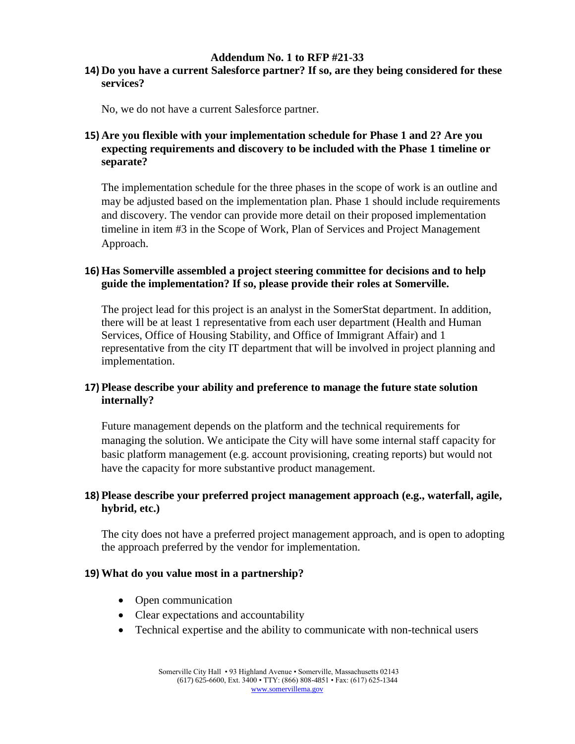**Addendum No. 1 to RFP #21-33**

**14) Do you have a current Salesforce partner? If so, are they being considered for these services?**

No, we do not have a current Salesforce partner.

**15) Are you flexible with your implementation schedule for Phase 1 and 2? Are you expecting requirements and discovery to be included with the Phase 1 timeline or separate?**

The implementation schedule for the three phases in the scope of work is an outline and may be adjusted based on the implementation plan. Phase 1 should include requirements and discovery. The vendor can provide more detail on their proposed implementation timeline in item #3 in the Scope of Work, Plan of Services and Project Management Approach.

**16) Has Somerville assembled a project steering committee for decisions and to help guide the implementation? If so, please provide their roles at Somerville.**

The project lead for this project is an analyst in the SomerStat department. In addition, there will be at least 1 representative from each user department (Health and Human Services, Office of Housing Stability, and Office of Immigrant Affair) and 1 representative from the city IT department that will be involved in project planning and implementation.

**17) Please describe your ability and preference to manage the future state solution internally?**

Future management depends on the platform and the technical requirements for managing the solution. We anticipate the City will have some internal staff capacity for basic platform management (e.g. account provisioning, creating reports) but would not have the capacity for more substantive product management.

**18) Please describe your preferred project management approach (e.g., waterfall, agile, hybrid, etc.)**

The city does not have a preferred project management approach, and is open to adopting the approach preferred by the vendor for implementation.

**19) What do you value most in a partnership?**

- Open communication
- Clear expectations and accountability
- Technical expertise and the ability to communicate with non-technical users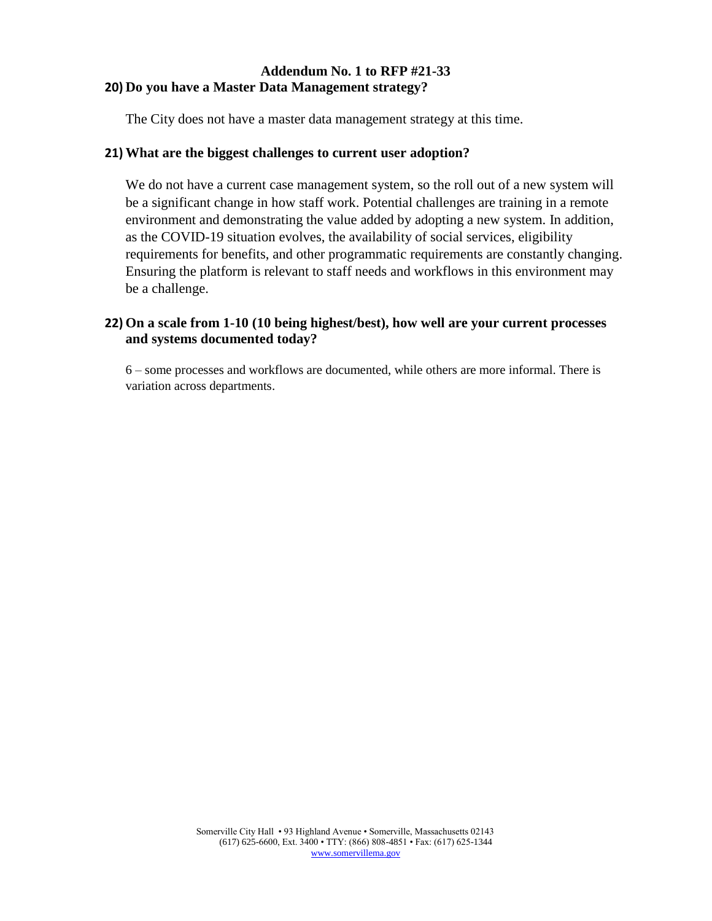**Addendum No. 1 to RFP #21-33**

**20) Do you have a Master Data Management strategy?**

The City does not have a master data management strategy at this time.

**21) What are the biggest challenges to current user adoption?**

We do not have a current case management system, so the roll out of a new system will be a significant change in how staff work. Potential challenges are training in a remote environment and demonstrating the value added by adopting a new system. In addition, as the COVID-19 situation evolves, the availability of social services, eligibility requirements for benefits, and other programmatic requirements are constantly changing. Ensuring the platform is relevant to staff needs and workflows in this environment may be a challenge.

**22) On a scale from 1-10 (10 being highest/best), how well are your current processes and systems documented today?**

6 – some processes and workflows are documented, while others are more informal. There is variation across departments.